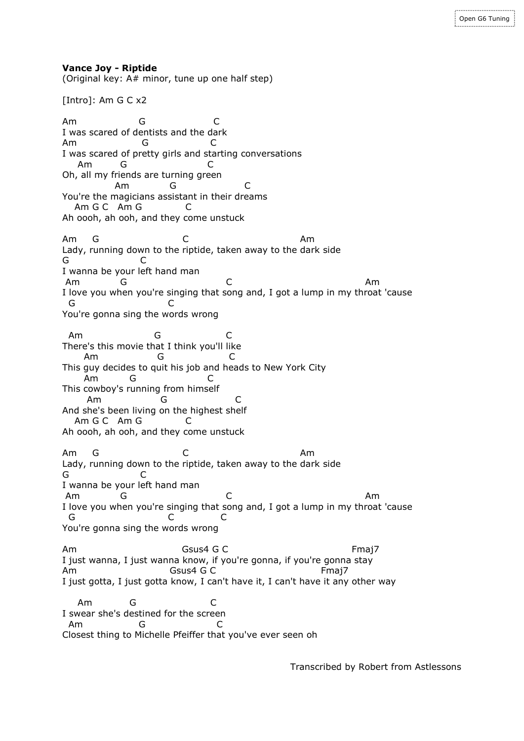Open G6 Tuning

**Vance Joy - Riptide**
(Original key: A# minor, tune up one half step)

[Intro]: Am G C x2

```
Am                G                   C
I was scared of dentists and the dark
Am                 G                C
I was scared of pretty girls and starting conversations
    Am        G                    C
Oh, all my friends are turning green
              Am           G                  C
You're the magicians assistant in their dreams
   Am G C   Am G            C
Ah oooh, ah ooh, and they come unstuck

Am     G                        C                              Am
Lady, running down to the riptide, taken away to the dark side
G                    C
I wanna be your left hand man
 Am           G                          C                                  Am
I love you when you're singing that song and, I got a lump in my throat 'cause
  G                      C
You're gonna sing the words wrong

  Am                    G                 C
There's this movie that I think you'll like
      Am                G                  C
This guy decides to quit his job and heads to New York City
      Am         G                  C
This cowboy's running from himself
       Am                G                  C
And she's been living on the highest shelf
   Am G C   Am G            C
Ah oooh, ah ooh, and they come unstuck

Am     G                        C                              Am
Lady, running down to the riptide, taken away to the dark side
G                    C
I wanna be your left hand man
 Am           G                          C                                  Am
I love you when you're singing that song and, I got a lump in my throat 'cause
  G                       C             C
You're gonna sing the words wrong

Am                           Gsus4 G C                               Fmaj7
I just wanna, I just wanna know, if you're gonna, if you're gonna stay
Am                        Gsus4 G C                       Fmaj7
I just gotta, I just gotta know, I can't have it, I can't have it any other way

    Am           G                     C
I swear she's destined for the screen
  Am               G                  C
Closest thing to Michelle Pfeiffer that you've ever seen oh
```

Transcribed by Robert from Astlessons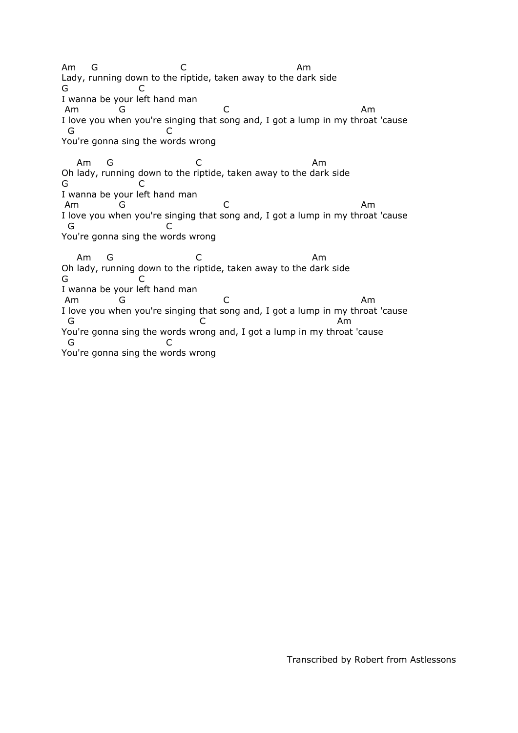```
Am     G                         C                                Am
Lady, running down to the riptide, taken away to the dark side
G                   C
I wanna be your left hand man
 Am           G                         C                                        Am
I love you when you're singing that song and, I got a lump in my throat 'cause
  G                        C
You're gonna sing the words wrong

    Am     G                         C                                Am
Oh lady, running down to the riptide, taken away to the dark side
G                   C
I wanna be your left hand man
 Am           G                         C                                        Am
I love you when you're singing that song and, I got a lump in my throat 'cause
  G                        C
You're gonna sing the words wrong

    Am     G                         C                                Am
Oh lady, running down to the riptide, taken away to the dark side
G                   C
I wanna be your left hand man
 Am           G                         C                                        Am
I love you when you're singing that song and, I got a lump in my throat 'cause
  G                                C                                  Am
You're gonna sing the words wrong and, I got a lump in my throat 'cause
  G                        C
You're gonna sing the words wrong
```

Transcribed by Robert from Astlessons